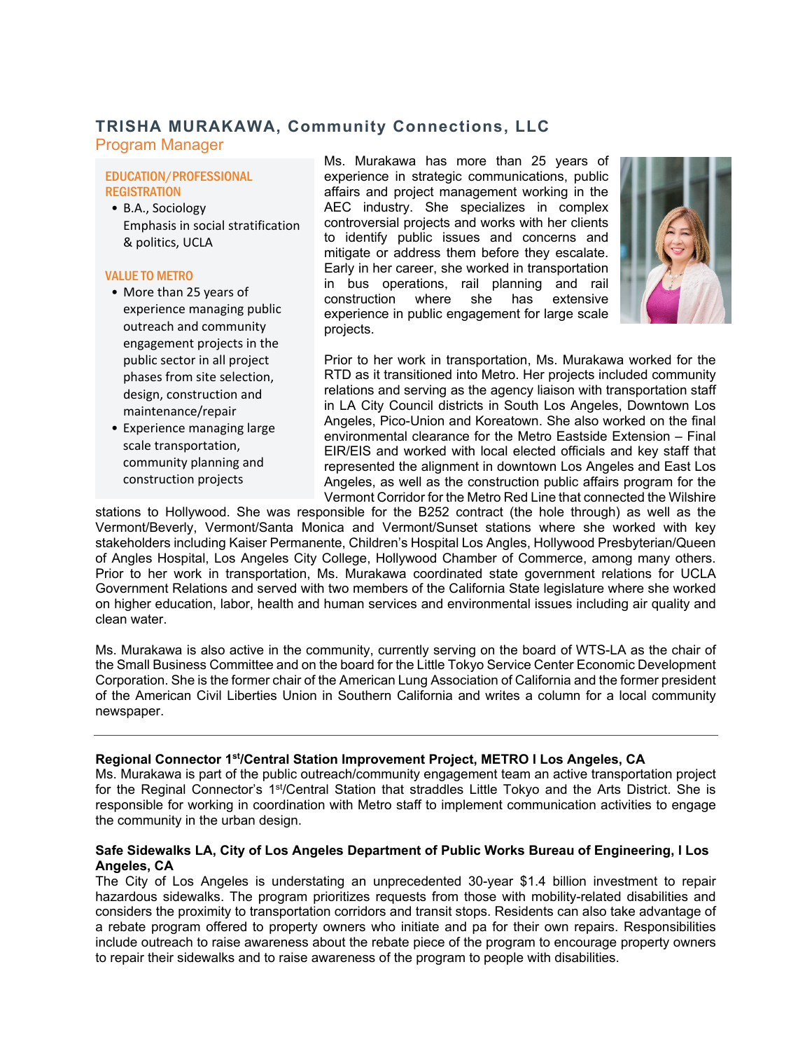## TRISHA MURAKAWA, Community Connections, LLC

Program Manager

### EDUCATION/PROFESSIONAL REGISTRATION

- B.A., Sociology
  Emphasis in social stratification & politics, UCLA

### VALUE TO METRO

- More than 25 years of experience managing public outreach and community engagement projects in the public sector in all project phases from site selection, design, construction and maintenance/repair
- Experience managing large scale transportation, community planning and construction projects

Ms. Murakawa has more than 25 years of experience in strategic communications, public affairs and project management working in the AEC industry. She specializes in complex controversial projects and works with her clients to identify public issues and concerns and mitigate or address them before they escalate. Early in her career, she worked in transportation in bus operations, rail planning and rail construction where she has extensive experience in public engagement for large scale projects.

Prior to her work in transportation, Ms. Murakawa worked for the RTD as it transitioned into Metro. Her projects included community relations and serving as the agency liaison with transportation staff in LA City Council districts in South Los Angeles, Downtown Los Angeles, Pico-Union and Koreatown. She also worked on the final environmental clearance for the Metro Eastside Extension – Final EIR/EIS and worked with local elected officials and key staff that represented the alignment in downtown Los Angeles and East Los Angeles, as well as the construction public affairs program for the Vermont Corridor for the Metro Red Line that connected the Wilshire stations to Hollywood. She was responsible for the B252 contract (the hole through) as well as the Vermont/Beverly, Vermont/Santa Monica and Vermont/Sunset stations where she worked with key stakeholders including Kaiser Permanente, Children's Hospital Los Angles, Hollywood Presbyterian/Queen of Angles Hospital, Los Angeles City College, Hollywood Chamber of Commerce, among many others. Prior to her work in transportation, Ms. Murakawa coordinated state government relations for UCLA Government Relations and served with two members of the California State legislature where she worked on higher education, labor, health and human services and environmental issues including air quality and clean water.

Ms. Murakawa is also active in the community, currently serving on the board of WTS-LA as the chair of the Small Business Committee and on the board for the Little Tokyo Service Center Economic Development Corporation. She is the former chair of the American Lung Association of California and the former president of the American Civil Liberties Union in Southern California and writes a column for a local community newspaper.

---

**Regional Connector 1st/Central Station Improvement Project, METRO l Los Angeles, CA**

Ms. Murakawa is part of the public outreach/community engagement team an active transportation project for the Reginal Connector's 1st/Central Station that straddles Little Tokyo and the Arts District. She is responsible for working in coordination with Metro staff to implement communication activities to engage the community in the urban design.

**Safe Sidewalks LA, City of Los Angeles Department of Public Works Bureau of Engineering, l Los Angeles, CA**

The City of Los Angeles is understating an unprecedented 30-year $1.4 billion investment to repair hazardous sidewalks. The program prioritizes requests from those with mobility-related disabilities and considers the proximity to transportation corridors and transit stops. Residents can also take advantage of a rebate program offered to property owners who initiate and pa for their own repairs. Responsibilities include outreach to raise awareness about the rebate piece of the program to encourage property owners to repair their sidewalks and to raise awareness of the program to people with disabilities.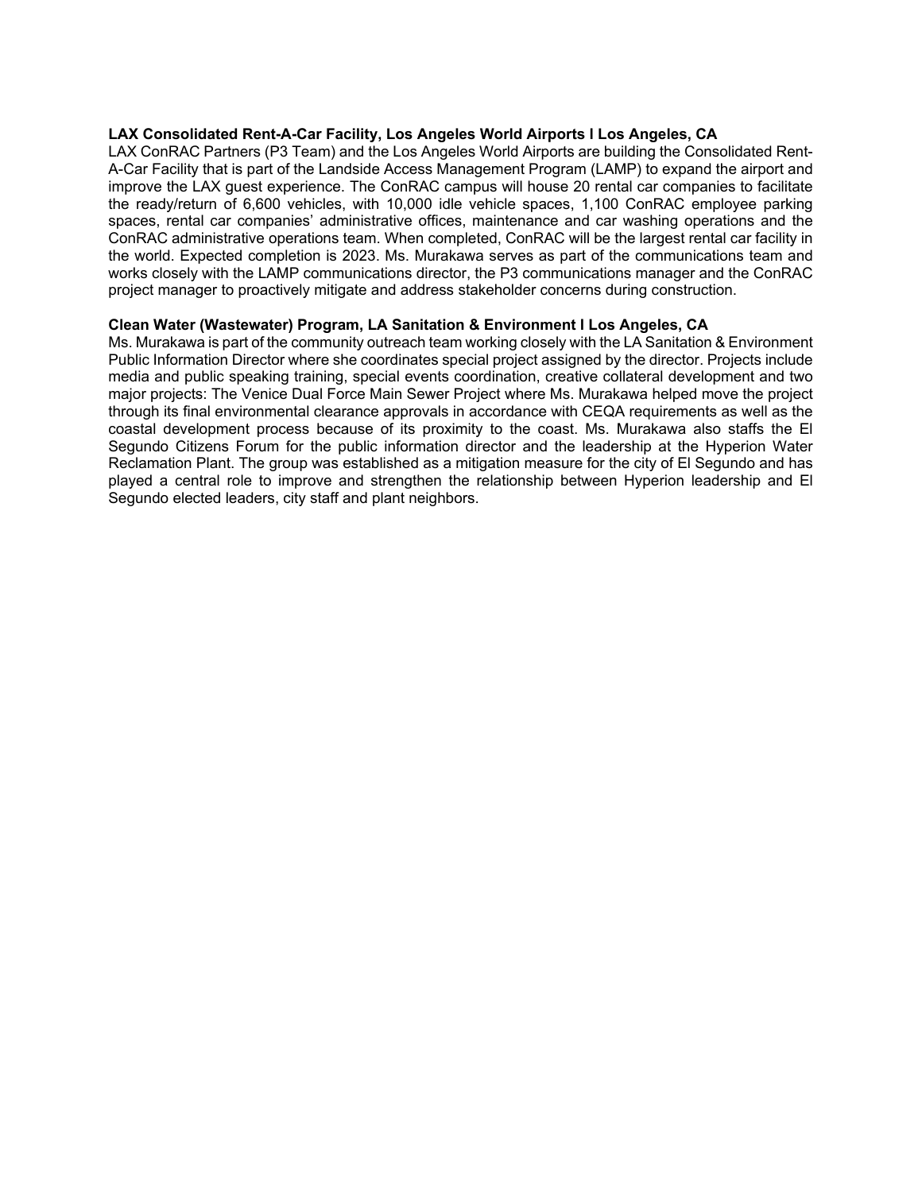**LAX Consolidated Rent-A-Car Facility, Los Angeles World Airports I Los Angeles, CA**
LAX ConRAC Partners (P3 Team) and the Los Angeles World Airports are building the Consolidated Rent-A-Car Facility that is part of the Landside Access Management Program (LAMP) to expand the airport and improve the LAX guest experience. The ConRAC campus will house 20 rental car companies to facilitate the ready/return of 6,600 vehicles, with 10,000 idle vehicle spaces, 1,100 ConRAC employee parking spaces, rental car companies' administrative offices, maintenance and car washing operations and the ConRAC administrative operations team. When completed, ConRAC will be the largest rental car facility in the world. Expected completion is 2023. Ms. Murakawa serves as part of the communications team and works closely with the LAMP communications director, the P3 communications manager and the ConRAC project manager to proactively mitigate and address stakeholder concerns during construction.

**Clean Water (Wastewater) Program, LA Sanitation & Environment I Los Angeles, CA**
Ms. Murakawa is part of the community outreach team working closely with the LA Sanitation & Environment Public Information Director where she coordinates special project assigned by the director. Projects include media and public speaking training, special events coordination, creative collateral development and two major projects: The Venice Dual Force Main Sewer Project where Ms. Murakawa helped move the project through its final environmental clearance approvals in accordance with CEQA requirements as well as the coastal development process because of its proximity to the coast. Ms. Murakawa also staffs the El Segundo Citizens Forum for the public information director and the leadership at the Hyperion Water Reclamation Plant. The group was established as a mitigation measure for the city of El Segundo and has played a central role to improve and strengthen the relationship between Hyperion leadership and El Segundo elected leaders, city staff and plant neighbors.